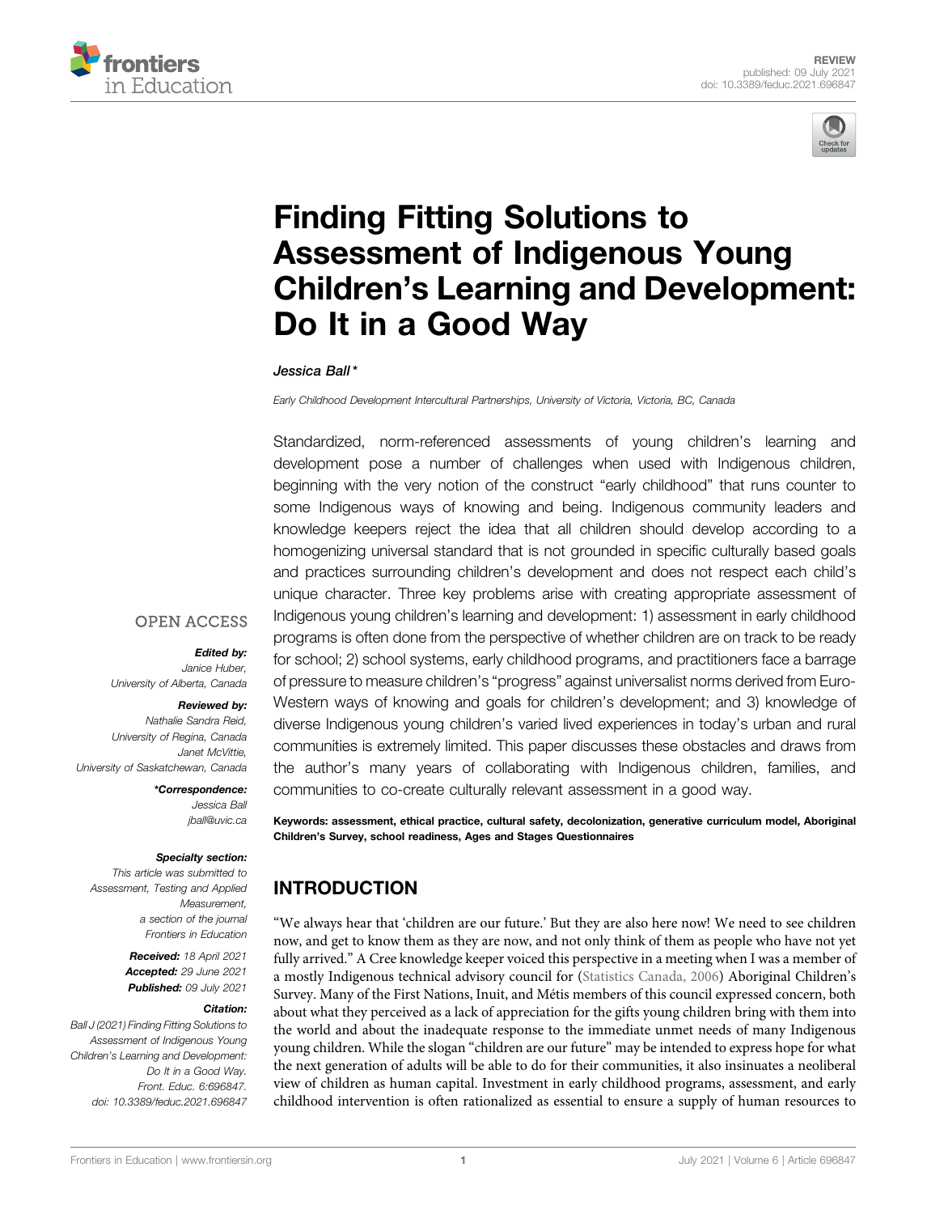REVIEW
published: 09 July 2021
doi: 10.3389/feduc.2021.696847

# Finding Fitting Solutions to Assessment of Indigenous Young Children's Learning and Development: Do It in a Good Way

*Jessica Ball\**

*Early Childhood Development Intercultural Partnerships, University of Victoria, Victoria, BC, Canada*

Standardized, norm-referenced assessments of young children's learning and development pose a number of challenges when used with Indigenous children, beginning with the very notion of the construct "early childhood" that runs counter to some Indigenous ways of knowing and being. Indigenous community leaders and knowledge keepers reject the idea that all children should develop according to a homogenizing universal standard that is not grounded in specific culturally based goals and practices surrounding children's development and does not respect each child's unique character. Three key problems arise with creating appropriate assessment of Indigenous young children's learning and development: 1) assessment in early childhood programs is often done from the perspective of whether children are on track to be ready for school; 2) school systems, early childhood programs, and practitioners face a barrage of pressure to measure children's "progress" against universalist norms derived from Euro-Western ways of knowing and goals for children's development; and 3) knowledge of diverse Indigenous young children's varied lived experiences in today's urban and rural communities is extremely limited. This paper discusses these obstacles and draws from the author's many years of collaborating with Indigenous children, families, and communities to co-create culturally relevant assessment in a good way.

**Keywords: assessment, ethical practice, cultural safety, decolonization, generative curriculum model, Aboriginal Children's Survey, school readiness, Ages and Stages Questionnaires**

OPEN ACCESS

***Edited by:***
*Janice Huber,*
*University of Alberta, Canada*

***Reviewed by:***
*Nathalie Sandra Reid,*
*University of Regina, Canada*
*Janet McVittie,*
*University of Saskatchewan, Canada*

***\*Correspondence:***
*Jessica Ball*
*jball@uvic.ca*

***Specialty section:***
*This article was submitted to Assessment, Testing and Applied Measurement, a section of the journal Frontiers in Education*

***Received:*** *18 April 2021*
***Accepted:*** *29 June 2021*
***Published:*** *09 July 2021*

***Citation:***
*Ball J (2021) Finding Fitting Solutions to Assessment of Indigenous Young Children's Learning and Development: Do It in a Good Way. Front. Educ. 6:696847. doi: 10.3389/feduc.2021.696847*

## INTRODUCTION

"We always hear that 'children are our future.' But they are also here now! We need to see children now, and get to know them as they are now, and not only think of them as people who have not yet fully arrived." A Cree knowledge keeper voiced this perspective in a meeting when I was a member of a mostly Indigenous technical advisory council for (Statistics Canada, 2006) Aboriginal Children's Survey. Many of the First Nations, Inuit, and Métis members of this council expressed concern, both about what they perceived as a lack of appreciation for the gifts young children bring with them into the world and about the inadequate response to the immediate unmet needs of many Indigenous young children. While the slogan "children are our future" may be intended to express hope for what the next generation of adults will be able to do for their communities, it also insinuates a neoliberal view of children as human capital. Investment in early childhood programs, assessment, and early childhood intervention is often rationalized as essential to ensure a supply of human resources to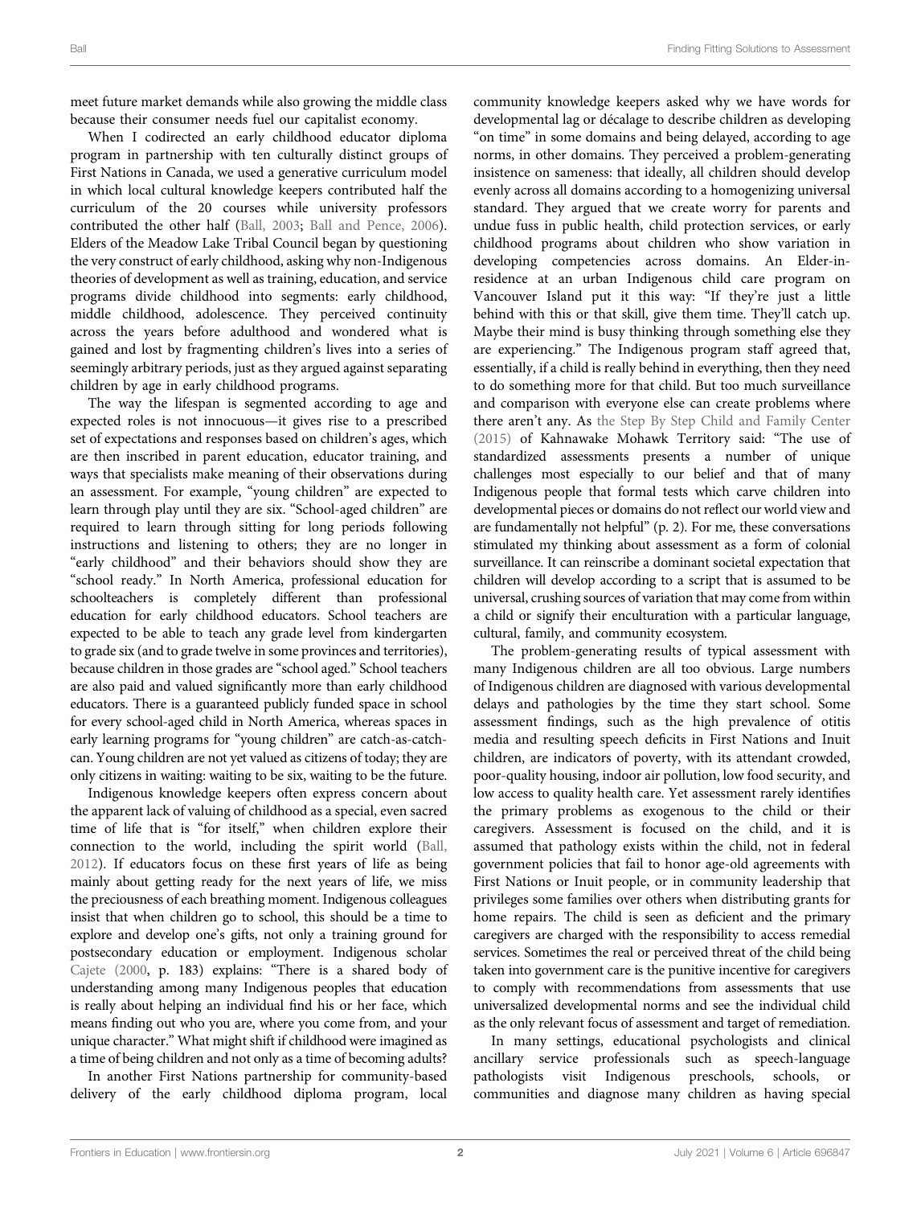meet future market demands while also growing the middle class because their consumer needs fuel our capitalist economy.

When I codirected an early childhood educator diploma program in partnership with ten culturally distinct groups of First Nations in Canada, we used a generative curriculum model in which local cultural knowledge keepers contributed half the curriculum of the 20 courses while university professors contributed the other half (Ball, 2003; Ball and Pence, 2006). Elders of the Meadow Lake Tribal Council began by questioning the very construct of early childhood, asking why non-Indigenous theories of development as well as training, education, and service programs divide childhood into segments: early childhood, middle childhood, adolescence. They perceived continuity across the years before adulthood and wondered what is gained and lost by fragmenting children's lives into a series of seemingly arbitrary periods, just as they argued against separating children by age in early childhood programs.

The way the lifespan is segmented according to age and expected roles is not innocuous—it gives rise to a prescribed set of expectations and responses based on children's ages, which are then inscribed in parent education, educator training, and ways that specialists make meaning of their observations during an assessment. For example, "young children" are expected to learn through play until they are six. "School-aged children" are required to learn through sitting for long periods following instructions and listening to others; they are no longer in "early childhood" and their behaviors should show they are "school ready." In North America, professional education for schoolteachers is completely different than professional education for early childhood educators. School teachers are expected to be able to teach any grade level from kindergarten to grade six (and to grade twelve in some provinces and territories), because children in those grades are "school aged." School teachers are also paid and valued significantly more than early childhood educators. There is a guaranteed publicly funded space in school for every school-aged child in North America, whereas spaces in early learning programs for "young children" are catch-as-catch-can. Young children are not yet valued as citizens of today; they are only citizens in waiting: waiting to be six, waiting to be the future.

Indigenous knowledge keepers often express concern about the apparent lack of valuing of childhood as a special, even sacred time of life that is "for itself," when children explore their connection to the world, including the spirit world (Ball, 2012). If educators focus on these first years of life as being mainly about getting ready for the next years of life, we miss the preciousness of each breathing moment. Indigenous colleagues insist that when children go to school, this should be a time to explore and develop one's gifts, not only a training ground for postsecondary education or employment. Indigenous scholar Cajete (2000, p. 183) explains: "There is a shared body of understanding among many Indigenous peoples that education is really about helping an individual find his or her face, which means finding out who you are, where you come from, and your unique character." What might shift if childhood were imagined as a time of being children and not only as a time of becoming adults?

In another First Nations partnership for community-based delivery of the early childhood diploma program, local community knowledge keepers asked why we have words for developmental lag or décalage to describe children as developing "on time" in some domains and being delayed, according to age norms, in other domains. They perceived a problem-generating insistence on sameness: that ideally, all children should develop evenly across all domains according to a homogenizing universal standard. They argued that we create worry for parents and undue fuss in public health, child protection services, or early childhood programs about children who show variation in developing competencies across domains. An Elder-in-residence at an urban Indigenous child care program on Vancouver Island put it this way: "If they're just a little behind with this or that skill, give them time. They'll catch up. Maybe their mind is busy thinking through something else they are experiencing." The Indigenous program staff agreed that, essentially, if a child is really behind in everything, then they need to do something more for that child. But too much surveillance and comparison with everyone else can create problems where there aren't any. As the Step By Step Child and Family Center (2015) of Kahnawake Mohawk Territory said: "The use of standardized assessments presents a number of unique challenges most especially to our belief and that of many Indigenous people that formal tests which carve children into developmental pieces or domains do not reflect our world view and are fundamentally not helpful" (p. 2). For me, these conversations stimulated my thinking about assessment as a form of colonial surveillance. It can reinscribe a dominant societal expectation that children will develop according to a script that is assumed to be universal, crushing sources of variation that may come from within a child or signify their enculturation with a particular language, cultural, family, and community ecosystem.

The problem-generating results of typical assessment with many Indigenous children are all too obvious. Large numbers of Indigenous children are diagnosed with various developmental delays and pathologies by the time they start school. Some assessment findings, such as the high prevalence of otitis media and resulting speech deficits in First Nations and Inuit children, are indicators of poverty, with its attendant crowded, poor-quality housing, indoor air pollution, low food security, and low access to quality health care. Yet assessment rarely identifies the primary problems as exogenous to the child or their caregivers. Assessment is focused on the child, and it is assumed that pathology exists within the child, not in federal government policies that fail to honor age-old agreements with First Nations or Inuit people, or in community leadership that privileges some families over others when distributing grants for home repairs. The child is seen as deficient and the primary caregivers are charged with the responsibility to access remedial services. Sometimes the real or perceived threat of the child being taken into government care is the punitive incentive for caregivers to comply with recommendations from assessments that use universalized developmental norms and see the individual child as the only relevant focus of assessment and target of remediation.

In many settings, educational psychologists and clinical ancillary service professionals such as speech-language pathologists visit Indigenous preschools, schools, or communities and diagnose many children as having special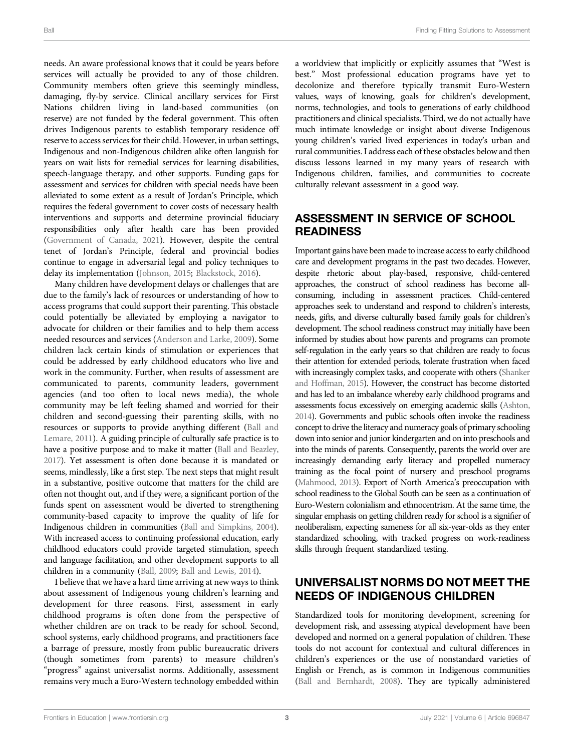needs. An aware professional knows that it could be years before services will actually be provided to any of those children. Community members often grieve this seemingly mindless, damaging, fly-by service. Clinical ancillary services for First Nations children living in land-based communities (on reserve) are not funded by the federal government. This often drives Indigenous parents to establish temporary residence off reserve to access services for their child. However, in urban settings, Indigenous and non-Indigenous children alike often languish for years on wait lists for remedial services for learning disabilities, speech-language therapy, and other supports. Funding gaps for assessment and services for children with special needs have been alleviated to some extent as a result of Jordan's Principle, which requires the federal government to cover costs of necessary health interventions and supports and determine provincial fiduciary responsibilities only after health care has been provided (Government of Canada, 2021). However, despite the central tenet of Jordan's Principle, federal and provincial bodies continue to engage in adversarial legal and policy techniques to delay its implementation (Johnson, 2015; Blackstock, 2016).

Many children have development delays or challenges that are due to the family's lack of resources or understanding of how to access programs that could support their parenting. This obstacle could potentially be alleviated by employing a navigator to advocate for children or their families and to help them access needed resources and services (Anderson and Larke, 2009). Some children lack certain kinds of stimulation or experiences that could be addressed by early childhood educators who live and work in the community. Further, when results of assessment are communicated to parents, community leaders, government agencies (and too often to local news media), the whole community may be left feeling shamed and worried for their children and second-guessing their parenting skills, with no resources or supports to provide anything different (Ball and Lemare, 2011). A guiding principle of culturally safe practice is to have a positive purpose and to make it matter (Ball and Beazley, 2017). Yet assessment is often done because it is mandated or seems, mindlessly, like a first step. The next steps that might result in a substantive, positive outcome that matters for the child are often not thought out, and if they were, a significant portion of the funds spent on assessment would be diverted to strengthening community-based capacity to improve the quality of life for Indigenous children in communities (Ball and Simpkins, 2004). With increased access to continuing professional education, early childhood educators could provide targeted stimulation, speech and language facilitation, and other development supports to all children in a community (Ball, 2009; Ball and Lewis, 2014).

I believe that we have a hard time arriving at new ways to think about assessment of Indigenous young children's learning and development for three reasons. First, assessment in early childhood programs is often done from the perspective of whether children are on track to be ready for school. Second, school systems, early childhood programs, and practitioners face a barrage of pressure, mostly from public bureaucratic drivers (though sometimes from parents) to measure children's "progress" against universalist norms. Additionally, assessment remains very much a Euro-Western technology embedded within a worldview that implicitly or explicitly assumes that "West is best." Most professional education programs have yet to decolonize and therefore typically transmit Euro-Western values, ways of knowing, goals for children's development, norms, technologies, and tools to generations of early childhood practitioners and clinical specialists. Third, we do not actually have much intimate knowledge or insight about diverse Indigenous young children's varied lived experiences in today's urban and rural communities. I address each of these obstacles below and then discuss lessons learned in my many years of research with Indigenous children, families, and communities to cocreate culturally relevant assessment in a good way.

## ASSESSMENT IN SERVICE OF SCHOOL READINESS

Important gains have been made to increase access to early childhood care and development programs in the past two decades. However, despite rhetoric about play-based, responsive, child-centered approaches, the construct of school readiness has become all-consuming, including in assessment practices. Child-centered approaches seek to understand and respond to children's interests, needs, gifts, and diverse culturally based family goals for children's development. The school readiness construct may initially have been informed by studies about how parents and programs can promote self-regulation in the early years so that children are ready to focus their attention for extended periods, tolerate frustration when faced with increasingly complex tasks, and cooperate with others (Shanker and Hoffman, 2015). However, the construct has become distorted and has led to an imbalance whereby early childhood programs and assessments focus excessively on emerging academic skills (Ashton, 2014). Governments and public schools often invoke the readiness concept to drive the literacy and numeracy goals of primary schooling down into senior and junior kindergarten and on into preschools and into the minds of parents. Consequently, parents the world over are increasingly demanding early literacy and propelled numeracy training as the focal point of nursery and preschool programs (Mahmood, 2013). Export of North America's preoccupation with school readiness to the Global South can be seen as a continuation of Euro-Western colonialism and ethnocentrism. At the same time, the singular emphasis on getting children ready for school is a signifier of neoliberalism, expecting sameness for all six-year-olds as they enter standardized schooling, with tracked progress on work-readiness skills through frequent standardized testing.

## UNIVERSALIST NORMS DO NOT MEET THE NEEDS OF INDIGENOUS CHILDREN

Standardized tools for monitoring development, screening for development risk, and assessing atypical development have been developed and normed on a general population of children. These tools do not account for contextual and cultural differences in children's experiences or the use of nonstandard varieties of English or French, as is common in Indigenous communities (Ball and Bernhardt, 2008). They are typically administered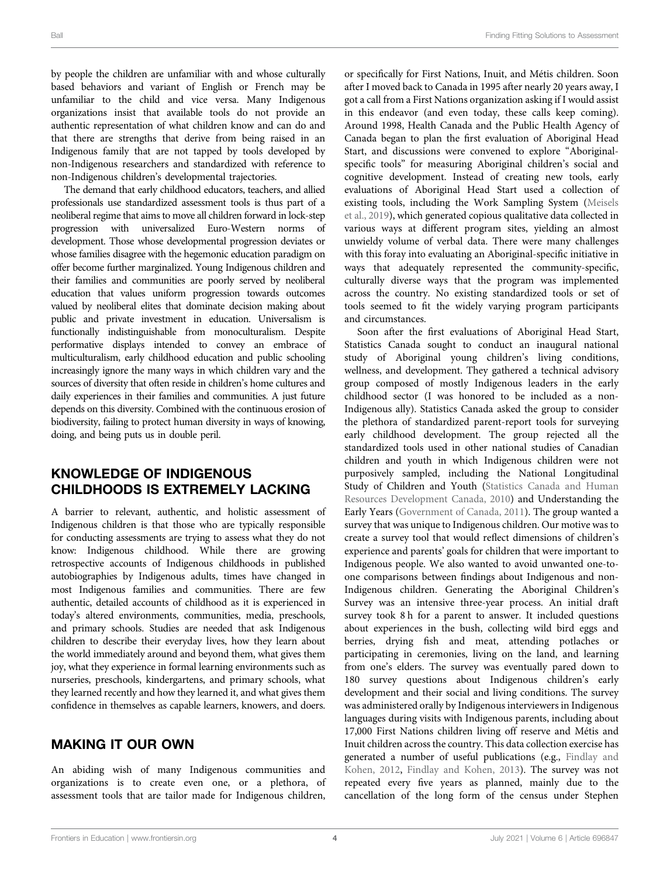by people the children are unfamiliar with and whose culturally based behaviors and variant of English or French may be unfamiliar to the child and vice versa. Many Indigenous organizations insist that available tools do not provide an authentic representation of what children know and can do and that there are strengths that derive from being raised in an Indigenous family that are not tapped by tools developed by non-Indigenous researchers and standardized with reference to non-Indigenous children's developmental trajectories.

The demand that early childhood educators, teachers, and allied professionals use standardized assessment tools is thus part of a neoliberal regime that aims to move all children forward in lock-step progression with universalized Euro-Western norms of development. Those whose developmental progression deviates or whose families disagree with the hegemonic education paradigm on offer become further marginalized. Young Indigenous children and their families and communities are poorly served by neoliberal education that values uniform progression towards outcomes valued by neoliberal elites that dominate decision making about public and private investment in education. Universalism is functionally indistinguishable from monoculturalism. Despite performative displays intended to convey an embrace of multiculturalism, early childhood education and public schooling increasingly ignore the many ways in which children vary and the sources of diversity that often reside in children's home cultures and daily experiences in their families and communities. A just future depends on this diversity. Combined with the continuous erosion of biodiversity, failing to protect human diversity in ways of knowing, doing, and being puts us in double peril.

## KNOWLEDGE OF INDIGENOUS CHILDHOODS IS EXTREMELY LACKING

A barrier to relevant, authentic, and holistic assessment of Indigenous children is that those who are typically responsible for conducting assessments are trying to assess what they do not know: Indigenous childhood. While there are growing retrospective accounts of Indigenous childhoods in published autobiographies by Indigenous adults, times have changed in most Indigenous families and communities. There are few authentic, detailed accounts of childhood as it is experienced in today's altered environments, communities, media, preschools, and primary schools. Studies are needed that ask Indigenous children to describe their everyday lives, how they learn about the world immediately around and beyond them, what gives them joy, what they experience in formal learning environments such as nurseries, preschools, kindergartens, and primary schools, what they learned recently and how they learned it, and what gives them confidence in themselves as capable learners, knowers, and doers.

## MAKING IT OUR OWN

An abiding wish of many Indigenous communities and organizations is to create even one, or a plethora, of assessment tools that are tailor made for Indigenous children, or specifically for First Nations, Inuit, and Métis children. Soon after I moved back to Canada in 1995 after nearly 20 years away, I got a call from a First Nations organization asking if I would assist in this endeavor (and even today, these calls keep coming). Around 1998, Health Canada and the Public Health Agency of Canada began to plan the first evaluation of Aboriginal Head Start, and discussions were convened to explore "Aboriginal-specific tools" for measuring Aboriginal children's social and cognitive development. Instead of creating new tools, early evaluations of Aboriginal Head Start used a collection of existing tools, including the Work Sampling System (Meisels et al., 2019), which generated copious qualitative data collected in various ways at different program sites, yielding an almost unwieldy volume of verbal data. There were many challenges with this foray into evaluating an Aboriginal-specific initiative in ways that adequately represented the community-specific, culturally diverse ways that the program was implemented across the country. No existing standardized tools or set of tools seemed to fit the widely varying program participants and circumstances.

Soon after the first evaluations of Aboriginal Head Start, Statistics Canada sought to conduct an inaugural national study of Aboriginal young children's living conditions, wellness, and development. They gathered a technical advisory group composed of mostly Indigenous leaders in the early childhood sector (I was honored to be included as a non-Indigenous ally). Statistics Canada asked the group to consider the plethora of standardized parent-report tools for surveying early childhood development. The group rejected all the standardized tools used in other national studies of Canadian children and youth in which Indigenous children were not purposively sampled, including the National Longitudinal Study of Children and Youth (Statistics Canada and Human Resources Development Canada, 2010) and Understanding the Early Years (Government of Canada, 2011). The group wanted a survey that was unique to Indigenous children. Our motive was to create a survey tool that would reflect dimensions of children's experience and parents' goals for children that were important to Indigenous people. We also wanted to avoid unwanted one-to-one comparisons between findings about Indigenous and non-Indigenous children. Generating the Aboriginal Children's Survey was an intensive three-year process. An initial draft survey took 8 h for a parent to answer. It included questions about experiences in the bush, collecting wild bird eggs and berries, drying fish and meat, attending potlaches or participating in ceremonies, living on the land, and learning from one's elders. The survey was eventually pared down to 180 survey questions about Indigenous children's early development and their social and living conditions. The survey was administered orally by Indigenous interviewers in Indigenous languages during visits with Indigenous parents, including about 17,000 First Nations children living off reserve and Métis and Inuit children across the country. This data collection exercise has generated a number of useful publications (e.g., Findlay and Kohen, 2012, Findlay and Kohen, 2013). The survey was not repeated every five years as planned, mainly due to the cancellation of the long form of the census under Stephen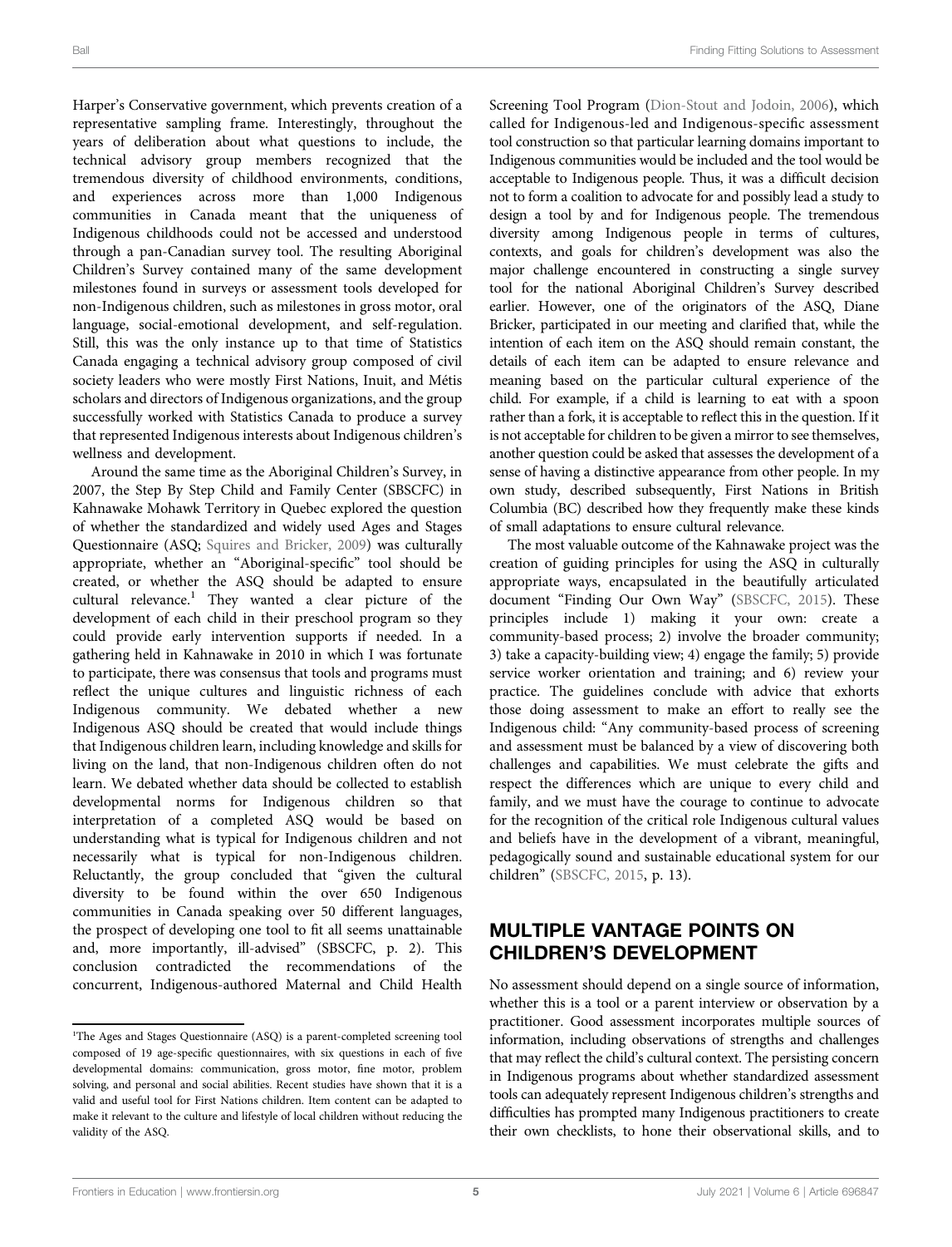Harper's Conservative government, which prevents creation of a representative sampling frame. Interestingly, throughout the years of deliberation about what questions to include, the technical advisory group members recognized that the tremendous diversity of childhood environments, conditions, and experiences across more than 1,000 Indigenous communities in Canada meant that the uniqueness of Indigenous childhoods could not be accessed and understood through a pan-Canadian survey tool. The resulting Aboriginal Children's Survey contained many of the same development milestones found in surveys or assessment tools developed for non-Indigenous children, such as milestones in gross motor, oral language, social-emotional development, and self-regulation. Still, this was the only instance up to that time of Statistics Canada engaging a technical advisory group composed of civil society leaders who were mostly First Nations, Inuit, and Métis scholars and directors of Indigenous organizations, and the group successfully worked with Statistics Canada to produce a survey that represented Indigenous interests about Indigenous children's wellness and development.

Around the same time as the Aboriginal Children's Survey, in 2007, the Step By Step Child and Family Center (SBSCFC) in Kahnawake Mohawk Territory in Quebec explored the question of whether the standardized and widely used Ages and Stages Questionnaire (ASQ; Squires and Bricker, 2009) was culturally appropriate, whether an "Aboriginal-specific" tool should be created, or whether the ASQ should be adapted to ensure cultural relevance.[1] They wanted a clear picture of the development of each child in their preschool program so they could provide early intervention supports if needed. In a gathering held in Kahnawake in 2010 in which I was fortunate to participate, there was consensus that tools and programs must reflect the unique cultures and linguistic richness of each Indigenous community. We debated whether a new Indigenous ASQ should be created that would include things that Indigenous children learn, including knowledge and skills for living on the land, that non-Indigenous children often do not learn. We debated whether data should be collected to establish developmental norms for Indigenous children so that interpretation of a completed ASQ would be based on understanding what is typical for Indigenous children and not necessarily what is typical for non-Indigenous children. Reluctantly, the group concluded that "given the cultural diversity to be found within the over 650 Indigenous communities in Canada speaking over 50 different languages, the prospect of developing one tool to fit all seems unattainable and, more importantly, ill-advised" (SBSCFC, p. 2). This conclusion contradicted the recommendations of the concurrent, Indigenous-authored Maternal and Child Health Screening Tool Program (Dion-Stout and Jodoin, 2006), which called for Indigenous-led and Indigenous-specific assessment tool construction so that particular learning domains important to Indigenous communities would be included and the tool would be acceptable to Indigenous people. Thus, it was a difficult decision not to form a coalition to advocate for and possibly lead a study to design a tool by and for Indigenous people. The tremendous diversity among Indigenous people in terms of cultures, contexts, and goals for children's development was also the major challenge encountered in constructing a single survey tool for the national Aboriginal Children's Survey described earlier. However, one of the originators of the ASQ, Diane Bricker, participated in our meeting and clarified that, while the intention of each item on the ASQ should remain constant, the details of each item can be adapted to ensure relevance and meaning based on the particular cultural experience of the child. For example, if a child is learning to eat with a spoon rather than a fork, it is acceptable to reflect this in the question. If it is not acceptable for children to be given a mirror to see themselves, another question could be asked that assesses the development of a sense of having a distinctive appearance from other people. In my own study, described subsequently, First Nations in British Columbia (BC) described how they frequently make these kinds of small adaptations to ensure cultural relevance.

The most valuable outcome of the Kahnawake project was the creation of guiding principles for using the ASQ in culturally appropriate ways, encapsulated in the beautifully articulated document "Finding Our Own Way" (SBSCFC, 2015). These principles include 1) making it your own: create a community-based process; 2) involve the broader community; 3) take a capacity-building view; 4) engage the family; 5) provide service worker orientation and training; and 6) review your practice. The guidelines conclude with advice that exhorts those doing assessment to make an effort to really see the Indigenous child: "Any community-based process of screening and assessment must be balanced by a view of discovering both challenges and capabilities. We must celebrate the gifts and respect the differences which are unique to every child and family, and we must have the courage to continue to advocate for the recognition of the critical role Indigenous cultural values and beliefs have in the development of a vibrant, meaningful, pedagogically sound and sustainable educational system for our children" (SBSCFC, 2015, p. 13).

## MULTIPLE VANTAGE POINTS ON CHILDREN'S DEVELOPMENT

No assessment should depend on a single source of information, whether this is a tool or a parent interview or observation by a practitioner. Good assessment incorporates multiple sources of information, including observations of strengths and challenges that may reflect the child's cultural context. The persisting concern in Indigenous programs about whether standardized assessment tools can adequately represent Indigenous children's strengths and difficulties has prompted many Indigenous practitioners to create their own checklists, to hone their observational skills, and to

[1] The Ages and Stages Questionnaire (ASQ) is a parent-completed screening tool composed of 19 age-specific questionnaires, with six questions in each of five developmental domains: communication, gross motor, fine motor, problem solving, and personal and social abilities. Recent studies have shown that it is a valid and useful tool for First Nations children. Item content can be adapted to make it relevant to the culture and lifestyle of local children without reducing the validity of the ASQ.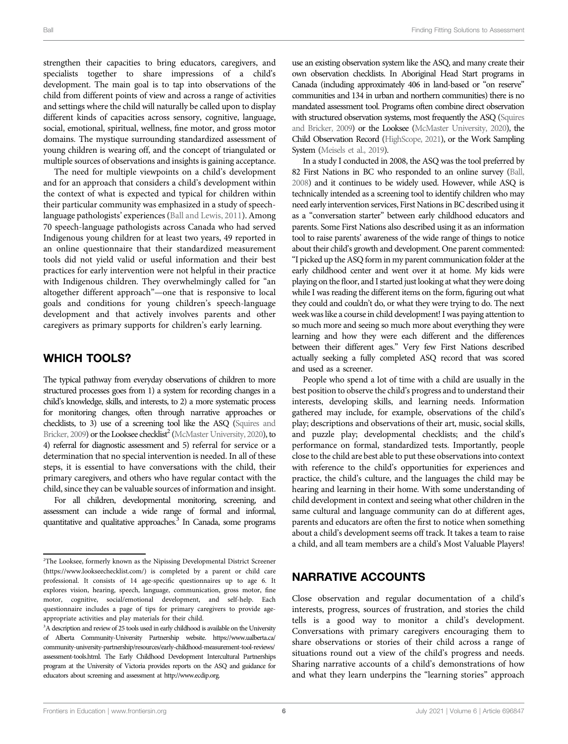strengthen their capacities to bring educators, caregivers, and specialists together to share impressions of a child's development. The main goal is to tap into observations of the child from different points of view and across a range of activities and settings where the child will naturally be called upon to display different kinds of capacities across sensory, cognitive, language, social, emotional, spiritual, wellness, fine motor, and gross motor domains. The mystique surrounding standardized assessment of young children is wearing off, and the concept of triangulated or multiple sources of observations and insights is gaining acceptance.

The need for multiple viewpoints on a child's development and for an approach that considers a child's development within the context of what is expected and typical for children within their particular community was emphasized in a study of speech-language pathologists' experiences (Ball and Lewis, 2011). Among 70 speech-language pathologists across Canada who had served Indigenous young children for at least two years, 49 reported in an online questionnaire that their standardized measurement tools did not yield valid or useful information and their best practices for early intervention were not helpful in their practice with Indigenous children. They overwhelmingly called for "an altogether different approach"—one that is responsive to local goals and conditions for young children's speech-language development and that actively involves parents and other caregivers as primary supports for children's early learning.

## WHICH TOOLS?

The typical pathway from everyday observations of children to more structured processes goes from 1) a system for recording changes in a child's knowledge, skills, and interests, to 2) a more systematic process for monitoring changes, often through narrative approaches or checklists, to 3) use of a screening tool like the ASQ (Squires and Bricker, 2009) or the Looksee checklist[2] (McMaster University, 2020), to 4) referral for diagnostic assessment and 5) referral for service or a determination that no special intervention is needed. In all of these steps, it is essential to have conversations with the child, their primary caregivers, and others who have regular contact with the child, since they can be valuable sources of information and insight.

For all children, developmental monitoring, screening, and assessment can include a wide range of formal and informal, quantitative and qualitative approaches.[3] In Canada, some programs use an existing observation system like the ASQ, and many create their own observation checklists. In Aboriginal Head Start programs in Canada (including approximately 406 in land-based or "on reserve" communities and 134 in urban and northern communities) there is no mandated assessment tool. Programs often combine direct observation with structured observation systems, most frequently the ASQ (Squires and Bricker, 2009) or the Looksee (McMaster University, 2020), the Child Observation Record (HighScope, 2021), or the Work Sampling System (Meisels et al., 2019).

In a study I conducted in 2008, the ASQ was the tool preferred by 82 First Nations in BC who responded to an online survey (Ball, 2008) and it continues to be widely used. However, while ASQ is technically intended as a screening tool to identify children who may need early intervention services, First Nations in BC described using it as a "conversation starter" between early childhood educators and parents. Some First Nations also described using it as an information tool to raise parents' awareness of the wide range of things to notice about their child's growth and development. One parent commented: "I picked up the ASQ form in my parent communication folder at the early childhood center and went over it at home. My kids were playing on the floor, and I started just looking at what they were doing while I was reading the different items on the form, figuring out what they could and couldn't do, or what they were trying to do. The next week was like a course in child development! I was paying attention to so much more and seeing so much more about everything they were learning and how they were each different and the differences between their different ages." Very few First Nations described actually seeking a fully completed ASQ record that was scored and used as a screener.

People who spend a lot of time with a child are usually in the best position to observe the child's progress and to understand their interests, developing skills, and learning needs. Information gathered may include, for example, observations of the child's play; descriptions and observations of their art, music, social skills, and puzzle play; developmental checklists; and the child's performance on formal, standardized tests. Importantly, people close to the child are best able to put these observations into context with reference to the child's opportunities for experiences and practice, the child's culture, and the languages the child may be hearing and learning in their home. With some understanding of child development in context and seeing what other children in the same cultural and language community can do at different ages, parents and educators are often the first to notice when something about a child's development seems off track. It takes a team to raise a child, and all team members are a child's Most Valuable Players!

## NARRATIVE ACCOUNTS

Close observation and regular documentation of a child's interests, progress, sources of frustration, and stories the child tells is a good way to monitor a child's development. Conversations with primary caregivers encouraging them to share observations or stories of their child across a range of situations round out a view of the child's progress and needs. Sharing narrative accounts of a child's demonstrations of how and what they learn underpins the "learning stories" approach

---

[2] The Looksee, formerly known as the Nipissing Developmental District Screener (https://www.lookseechecklist.com/) is completed by a parent or child care professional. It consists of 14 age-specific questionnaires up to age 6. It explores vision, hearing, speech, language, communication, gross motor, fine motor, cognitive, social/emotional development, and self-help. Each questionnaire includes a page of tips for primary caregivers to provide age-appropriate activities and play materials for their child.

[3] A description and review of 25 tools used in early childhood is available on the University of Alberta Community-University Partnership website. https://www.ualberta.ca/community-university-partnership/resources/early-childhood-measurement-tool-reviews/assessment-tools.html. The Early Childhood Development Intercultural Partnerships program at the University of Victoria provides reports on the ASQ and guidance for educators about screening and assessment at http://www.ecdip.org.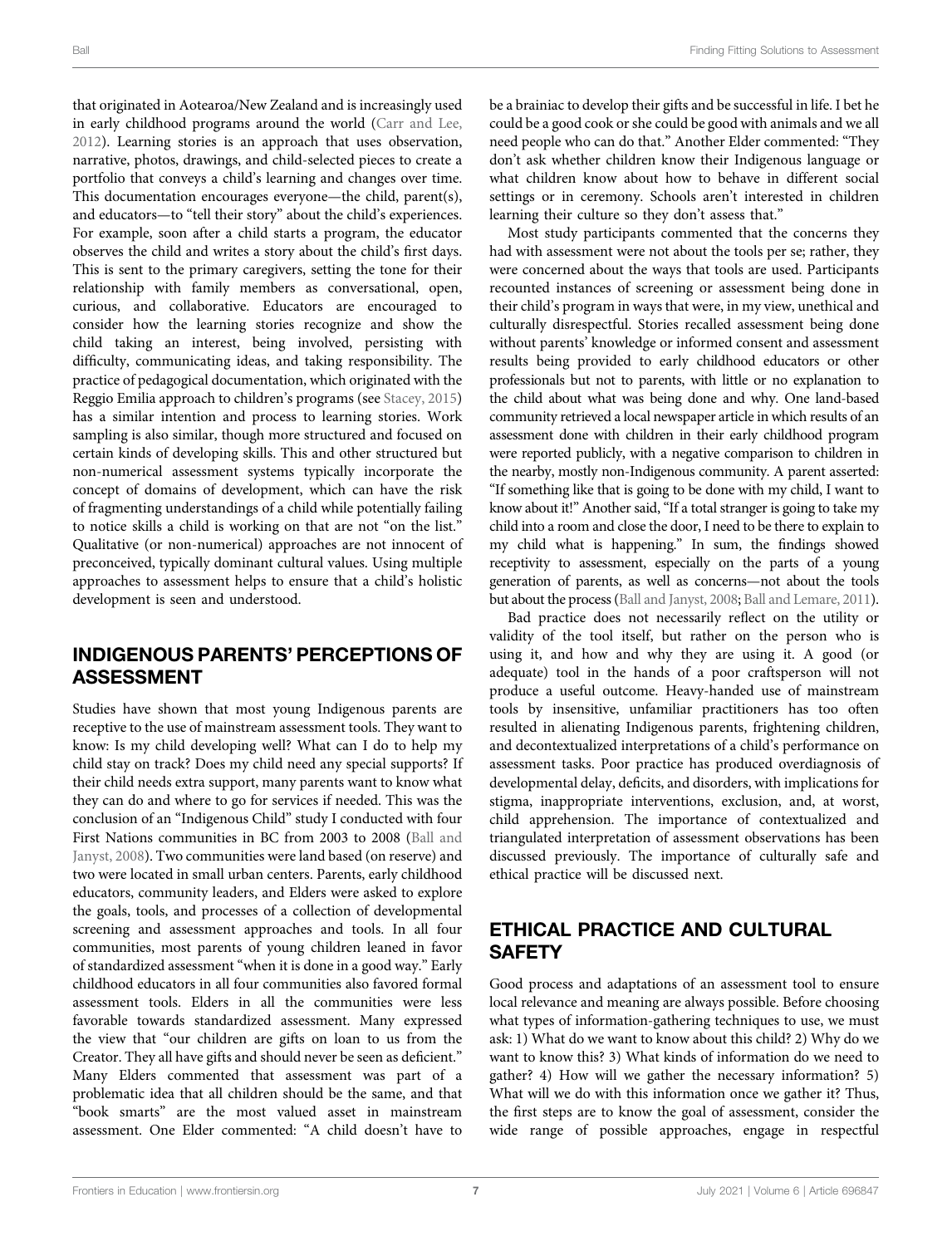that originated in Aotearoa/New Zealand and is increasingly used in early childhood programs around the world (Carr and Lee, 2012). Learning stories is an approach that uses observation, narrative, photos, drawings, and child-selected pieces to create a portfolio that conveys a child's learning and changes over time. This documentation encourages everyone—the child, parent(s), and educators—to "tell their story" about the child's experiences. For example, soon after a child starts a program, the educator observes the child and writes a story about the child's first days. This is sent to the primary caregivers, setting the tone for their relationship with family members as conversational, open, curious, and collaborative. Educators are encouraged to consider how the learning stories recognize and show the child taking an interest, being involved, persisting with difficulty, communicating ideas, and taking responsibility. The practice of pedagogical documentation, which originated with the Reggio Emilia approach to children's programs (see Stacey, 2015) has a similar intention and process to learning stories. Work sampling is also similar, though more structured and focused on certain kinds of developing skills. This and other structured but non-numerical assessment systems typically incorporate the concept of domains of development, which can have the risk of fragmenting understandings of a child while potentially failing to notice skills a child is working on that are not "on the list." Qualitative (or non-numerical) approaches are not innocent of preconceived, typically dominant cultural values. Using multiple approaches to assessment helps to ensure that a child's holistic development is seen and understood.

## INDIGENOUS PARENTS' PERCEPTIONS OF ASSESSMENT

Studies have shown that most young Indigenous parents are receptive to the use of mainstream assessment tools. They want to know: Is my child developing well? What can I do to help my child stay on track? Does my child need any special supports? If their child needs extra support, many parents want to know what they can do and where to go for services if needed. This was the conclusion of an "Indigenous Child" study I conducted with four First Nations communities in BC from 2003 to 2008 (Ball and Janyst, 2008). Two communities were land based (on reserve) and two were located in small urban centers. Parents, early childhood educators, community leaders, and Elders were asked to explore the goals, tools, and processes of a collection of developmental screening and assessment approaches and tools. In all four communities, most parents of young children leaned in favor of standardized assessment "when it is done in a good way." Early childhood educators in all four communities also favored formal assessment tools. Elders in all the communities were less favorable towards standardized assessment. Many expressed the view that "our children are gifts on loan to us from the Creator. They all have gifts and should never be seen as deficient." Many Elders commented that assessment was part of a problematic idea that all children should be the same, and that "book smarts" are the most valued asset in mainstream assessment. One Elder commented: "A child doesn't have to be a brainiac to develop their gifts and be successful in life. I bet he could be a good cook or she could be good with animals and we all need people who can do that." Another Elder commented: "They don't ask whether children know their Indigenous language or what children know about how to behave in different social settings or in ceremony. Schools aren't interested in children learning their culture so they don't assess that."

Most study participants commented that the concerns they had with assessment were not about the tools per se; rather, they were concerned about the ways that tools are used. Participants recounted instances of screening or assessment being done in their child's program in ways that were, in my view, unethical and culturally disrespectful. Stories recalled assessment being done without parents' knowledge or informed consent and assessment results being provided to early childhood educators or other professionals but not to parents, with little or no explanation to the child about what was being done and why. One land-based community retrieved a local newspaper article in which results of an assessment done with children in their early childhood program were reported publicly, with a negative comparison to children in the nearby, mostly non-Indigenous community. A parent asserted: "If something like that is going to be done with my child, I want to know about it!" Another said, "If a total stranger is going to take my child into a room and close the door, I need to be there to explain to my child what is happening." In sum, the findings showed receptivity to assessment, especially on the parts of a young generation of parents, as well as concerns—not about the tools but about the process (Ball and Janyst, 2008; Ball and Lemare, 2011).

Bad practice does not necessarily reflect on the utility or validity of the tool itself, but rather on the person who is using it, and how and why they are using it. A good (or adequate) tool in the hands of a poor craftsperson will not produce a useful outcome. Heavy-handed use of mainstream tools by insensitive, unfamiliar practitioners has too often resulted in alienating Indigenous parents, frightening children, and decontextualized interpretations of a child's performance on assessment tasks. Poor practice has produced overdiagnosis of developmental delay, deficits, and disorders, with implications for stigma, inappropriate interventions, exclusion, and, at worst, child apprehension. The importance of contextualized and triangulated interpretation of assessment observations has been discussed previously. The importance of culturally safe and ethical practice will be discussed next.

## ETHICAL PRACTICE AND CULTURAL SAFETY

Good process and adaptations of an assessment tool to ensure local relevance and meaning are always possible. Before choosing what types of information-gathering techniques to use, we must ask: 1) What do we want to know about this child? 2) Why do we want to know this? 3) What kinds of information do we need to gather? 4) How will we gather the necessary information? 5) What will we do with this information once we gather it? Thus, the first steps are to know the goal of assessment, consider the wide range of possible approaches, engage in respectful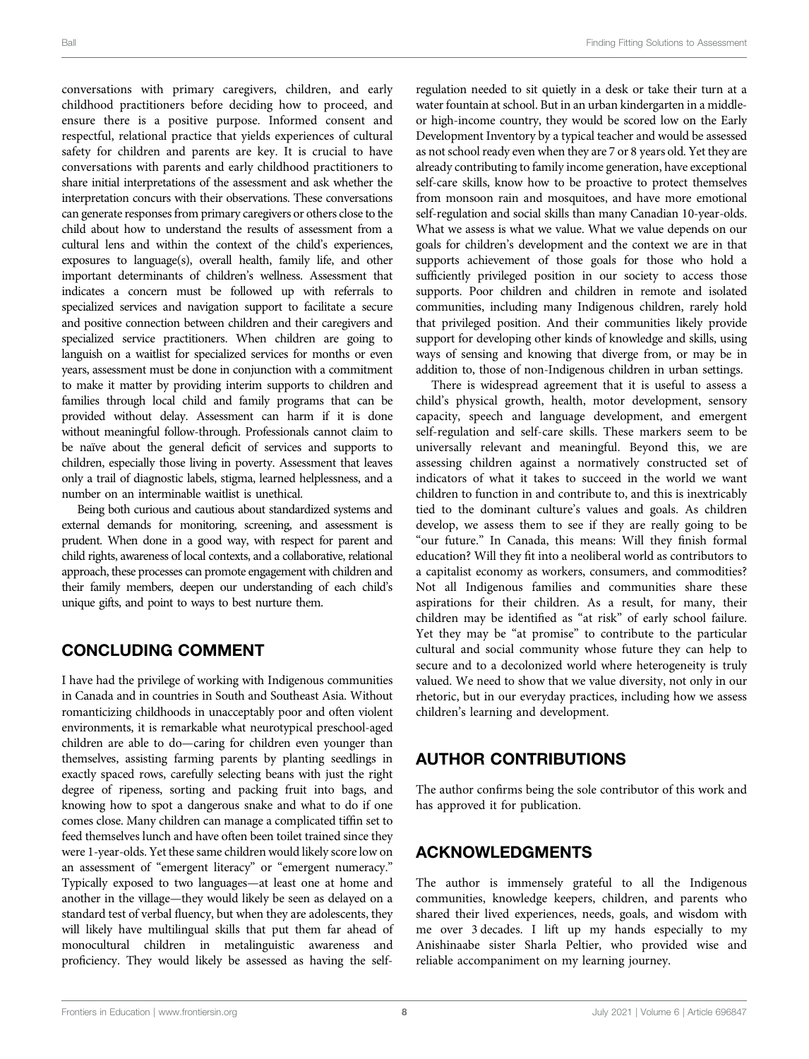conversations with primary caregivers, children, and early childhood practitioners before deciding how to proceed, and ensure there is a positive purpose. Informed consent and respectful, relational practice that yields experiences of cultural safety for children and parents are key. It is crucial to have conversations with parents and early childhood practitioners to share initial interpretations of the assessment and ask whether the interpretation concurs with their observations. These conversations can generate responses from primary caregivers or others close to the child about how to understand the results of assessment from a cultural lens and within the context of the child's experiences, exposures to language(s), overall health, family life, and other important determinants of children's wellness. Assessment that indicates a concern must be followed up with referrals to specialized services and navigation support to facilitate a secure and positive connection between children and their caregivers and specialized service practitioners. When children are going to languish on a waitlist for specialized services for months or even years, assessment must be done in conjunction with a commitment to make it matter by providing interim supports to children and families through local child and family programs that can be provided without delay. Assessment can harm if it is done without meaningful follow-through. Professionals cannot claim to be naïve about the general deficit of services and supports to children, especially those living in poverty. Assessment that leaves only a trail of diagnostic labels, stigma, learned helplessness, and a number on an interminable waitlist is unethical.

Being both curious and cautious about standardized systems and external demands for monitoring, screening, and assessment is prudent. When done in a good way, with respect for parent and child rights, awareness of local contexts, and a collaborative, relational approach, these processes can promote engagement with children and their family members, deepen our understanding of each child's unique gifts, and point to ways to best nurture them.

## CONCLUDING COMMENT

I have had the privilege of working with Indigenous communities in Canada and in countries in South and Southeast Asia. Without romanticizing childhoods in unacceptably poor and often violent environments, it is remarkable what neurotypical preschool-aged children are able to do—caring for children even younger than themselves, assisting farming parents by planting seedlings in exactly spaced rows, carefully selecting beans with just the right degree of ripeness, sorting and packing fruit into bags, and knowing how to spot a dangerous snake and what to do if one comes close. Many children can manage a complicated tiffin set to feed themselves lunch and have often been toilet trained since they were 1-year-olds. Yet these same children would likely score low on an assessment of "emergent literacy" or "emergent numeracy." Typically exposed to two languages—at least one at home and another in the village—they would likely be seen as delayed on a standard test of verbal fluency, but when they are adolescents, they will likely have multilingual skills that put them far ahead of monocultural children in metalinguistic awareness and proficiency. They would likely be assessed as having the self-regulation needed to sit quietly in a desk or take their turn at a water fountain at school. But in an urban kindergarten in a middle- or high-income country, they would be scored low on the Early Development Inventory by a typical teacher and would be assessed as not school ready even when they are 7 or 8 years old. Yet they are already contributing to family income generation, have exceptional self-care skills, know how to be proactive to protect themselves from monsoon rain and mosquitoes, and have more emotional self-regulation and social skills than many Canadian 10-year-olds. What we assess is what we value. What we value depends on our goals for children's development and the context we are in that supports achievement of those goals for those who hold a sufficiently privileged position in our society to access those supports. Poor children and children in remote and isolated communities, including many Indigenous children, rarely hold that privileged position. And their communities likely provide support for developing other kinds of knowledge and skills, using ways of sensing and knowing that diverge from, or may be in addition to, those of non-Indigenous children in urban settings.

There is widespread agreement that it is useful to assess a child's physical growth, health, motor development, sensory capacity, speech and language development, and emergent self-regulation and self-care skills. These markers seem to be universally relevant and meaningful. Beyond this, we are assessing children against a normatively constructed set of indicators of what it takes to succeed in the world we want children to function in and contribute to, and this is inextricably tied to the dominant culture's values and goals. As children develop, we assess them to see if they are really going to be "our future." In Canada, this means: Will they finish formal education? Will they fit into a neoliberal world as contributors to a capitalist economy as workers, consumers, and commodities? Not all Indigenous families and communities share these aspirations for their children. As a result, for many, their children may be identified as "at risk" of early school failure. Yet they may be "at promise" to contribute to the particular cultural and social community whose future they can help to secure and to a decolonized world where heterogeneity is truly valued. We need to show that we value diversity, not only in our rhetoric, but in our everyday practices, including how we assess children's learning and development.

## AUTHOR CONTRIBUTIONS

The author confirms being the sole contributor of this work and has approved it for publication.

## ACKNOWLEDGMENTS

The author is immensely grateful to all the Indigenous communities, knowledge keepers, children, and parents who shared their lived experiences, needs, goals, and wisdom with me over 3 decades. I lift up my hands especially to my Anishinaabe sister Sharla Peltier, who provided wise and reliable accompaniment on my learning journey.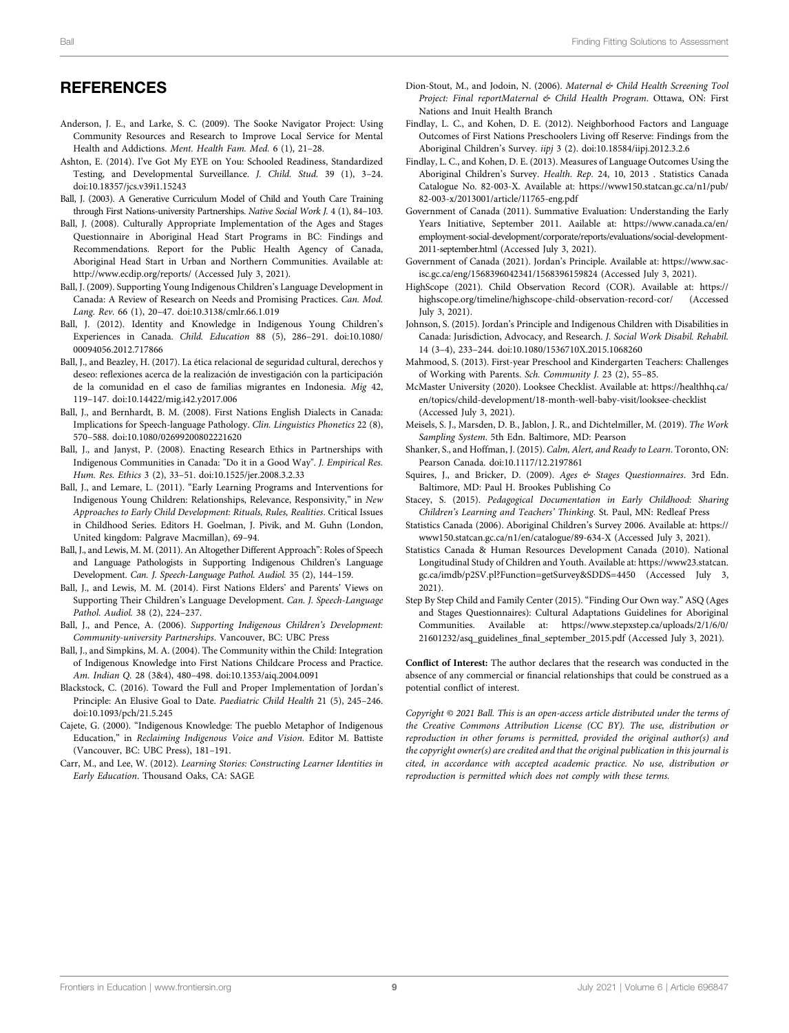## REFERENCES

Anderson, J. E., and Larke, S. C. (2009). The Sooke Navigator Project: Using Community Resources and Research to Improve Local Service for Mental Health and Addictions. *Ment. Health Fam. Med.* 6 (1), 21–28.

Ashton, E. (2014). I've Got My EYE on You: Schooled Readiness, Standardized Testing, and Developmental Surveillance. *J. Child. Stud.* 39 (1), 3–24. doi:10.18357/jcs.v39i1.15243

Ball, J. (2003). A Generative Curriculum Model of Child and Youth Care Training through First Nations-university Partnerships. *Native Social Work J.* 4 (1), 84–103.

Ball, J. (2008). Culturally Appropriate Implementation of the Ages and Stages Questionnaire in Aboriginal Head Start Programs in BC: Findings and Recommendations. Report for the Public Health Agency of Canada, Aboriginal Head Start in Urban and Northern Communities. Available at: http://www.ecdip.org/reports/ (Accessed July 3, 2021).

Ball, J. (2009). Supporting Young Indigenous Children's Language Development in Canada: A Review of Research on Needs and Promising Practices. *Can. Mod. Lang. Rev.* 66 (1), 20–47. doi:10.3138/cmlr.66.1.019

Ball, J. (2012). Identity and Knowledge in Indigenous Young Children's Experiences in Canada. *Child. Education* 88 (5), 286–291. doi:10.1080/00094056.2012.717866

Ball, J., and Beazley, H. (2017). La ética relacional de seguridad cultural, derechos y deseo: reflexiones acerca de la realización de investigación con la participación de la comunidad en el caso de familias migrantes en Indonesia. *Mig* 42, 119–147. doi:10.14422/mig.i42.y2017.006

Ball, J., and Bernhardt, B. M. (2008). First Nations English Dialects in Canada: Implications for Speech-language Pathology. *Clin. Linguistics Phonetics* 22 (8), 570–588. doi:10.1080/02699200802221620

Ball, J., and Janyst, P. (2008). Enacting Research Ethics in Partnerships with Indigenous Communities in Canada: "Do it in a Good Way". *J. Empirical Res. Hum. Res. Ethics* 3 (2), 33–51. doi:10.1525/jer.2008.3.2.33

Ball, J., and Lemare, L. (2011). "Early Learning Programs and Interventions for Indigenous Young Children: Relationships, Relevance, Responsivity," in *New Approaches to Early Child Development: Rituals, Rules, Realities*. Critical Issues in Childhood Series. Editors H. Goelman, J. Pivik, and M. Guhn (London, United kingdom: Palgrave Macmillan), 69–94.

Ball, J., and Lewis, M. M. (2011). An Altogether Different Approach": Roles of Speech and Language Pathologists in Supporting Indigenous Children's Language Development. *Can. J. Speech-Language Pathol. Audiol.* 35 (2), 144–159.

Ball, J., and Lewis, M. M. (2014). First Nations Elders' and Parents' Views on Supporting Their Children's Language Development. *Can. J. Speech-Language Pathol. Audiol.* 38 (2), 224–237.

Ball, J., and Pence, A. (2006). *Supporting Indigenous Children's Development: Community-university Partnerships*. Vancouver, BC: UBC Press

Ball, J., and Simpkins, M. A. (2004). The Community within the Child: Integration of Indigenous Knowledge into First Nations Childcare Process and Practice. *Am. Indian Q.* 28 (3&4), 480–498. doi:10.1353/aiq.2004.0091

Blackstock, C. (2016). Toward the Full and Proper Implementation of Jordan's Principle: An Elusive Goal to Date. *Paediatric Child Health* 21 (5), 245–246. doi:10.1093/pch/21.5.245

Cajete, G. (2000). "Indigenous Knowledge: The pueblo Metaphor of Indigenous Education," in *Reclaiming Indigenous Voice and Vision*. Editor M. Battiste (Vancouver, BC: UBC Press), 181–191.

Carr, M., and Lee, W. (2012). *Learning Stories: Constructing Learner Identities in Early Education*. Thousand Oaks, CA: SAGE

Dion-Stout, M., and Jodoin, N. (2006). *Maternal & Child Health Screening Tool Project: Final reportMaternal & Child Health Program*. Ottawa, ON: First Nations and Inuit Health Branch

Findlay, L. C., and Kohen, D. E. (2012). Neighborhood Factors and Language Outcomes of First Nations Preschoolers Living off Reserve: Findings from the Aboriginal Children's Survey. *iipj* 3 (2). doi:10.18584/iipj.2012.3.2.6

Findlay, L. C., and Kohen, D. E. (2013). Measures of Language Outcomes Using the Aboriginal Children's Survey. *Health. Rep.* 24, 10, 2013 . Statistics Canada Catalogue No. 82-003-X. Available at: https://www150.statcan.gc.ca/n1/pub/82-003-x/2013001/article/11765-eng.pdf

Government of Canada (2011). Summative Evaluation: Understanding the Early Years Initiative, September 2011. Aailable at: https://www.canada.ca/en/employment-social-development/corporate/reports/evaluations/social-development-2011-september.html (Accessed July 3, 2021).

Government of Canada (2021). Jordan's Principle. Available at: https://www.sac-isc.gc.ca/eng/1568396042341/1568396159824 (Accessed July 3, 2021).

HighScope (2021). Child Observation Record (COR). Available at: https://highscope.org/timeline/highscope-child-observation-record-cor/ (Accessed July 3, 2021).

Johnson, S. (2015). Jordan's Principle and Indigenous Children with Disabilities in Canada: Jurisdiction, Advocacy, and Research. *J. Social Work Disabil. Rehabil.* 14 (3–4), 233–244. doi:10.1080/1536710X.2015.1068260

Mahmood, S. (2013). First-year Preschool and Kindergarten Teachers: Challenges of Working with Parents. *Sch. Community J.* 23 (2), 55–85.

McMaster University (2020). Looksee Checklist. Available at: https://healthhq.ca/en/topics/child-development/18-month-well-baby-visit/looksee-checklist (Accessed July 3, 2021).

Meisels, S. J., Marsden, D. B., Jablon, J. R., and Dichtelmiller, M. (2019). *The Work Sampling System*. 5th Edn. Baltimore, MD: Pearson

Shanker, S., and Hoffman, J. (2015). *Calm, Alert, and Ready to Learn*. Toronto, ON: Pearson Canada. doi:10.1117/12.2197861

Squires, J., and Bricker, D. (2009). *Ages & Stages Questionnaires*. 3rd Edn. Baltimore, MD: Paul H. Brookes Publishing Co

Stacey, S. (2015). *Pedagogical Documentation in Early Childhood: Sharing Children's Learning and Teachers' Thinking*. St. Paul, MN: Redleaf Press

Statistics Canada (2006). Aboriginal Children's Survey 2006. Available at: https://www150.statcan.gc.ca/n1/en/catalogue/89-634-X (Accessed July 3, 2021).

Statistics Canada & Human Resources Development Canada (2010). National Longitudinal Study of Children and Youth. Available at: https://www23.statcan.gc.ca/imdb/p2SV.pl?Function=getSurvey&SDDS=4450 (Accessed July 3, 2021).

Step By Step Child and Family Center (2015). "Finding Our Own way." ASQ (Ages and Stages Questionnaires): Cultural Adaptations Guidelines for Aboriginal Communities. Available at: https://www.stepxstep.ca/uploads/2/1/6/0/21601232/asq_guidelines_final_september_2015.pdf (Accessed July 3, 2021).

**Conflict of Interest:** The author declares that the research was conducted in the absence of any commercial or financial relationships that could be construed as a potential conflict of interest.

*Copyright © 2021 Ball. This is an open-access article distributed under the terms of the Creative Commons Attribution License (CC BY). The use, distribution or reproduction in other forums is permitted, provided the original author(s) and the copyright owner(s) are credited and that the original publication in this journal is cited, in accordance with accepted academic practice. No use, distribution or reproduction is permitted which does not comply with these terms.*